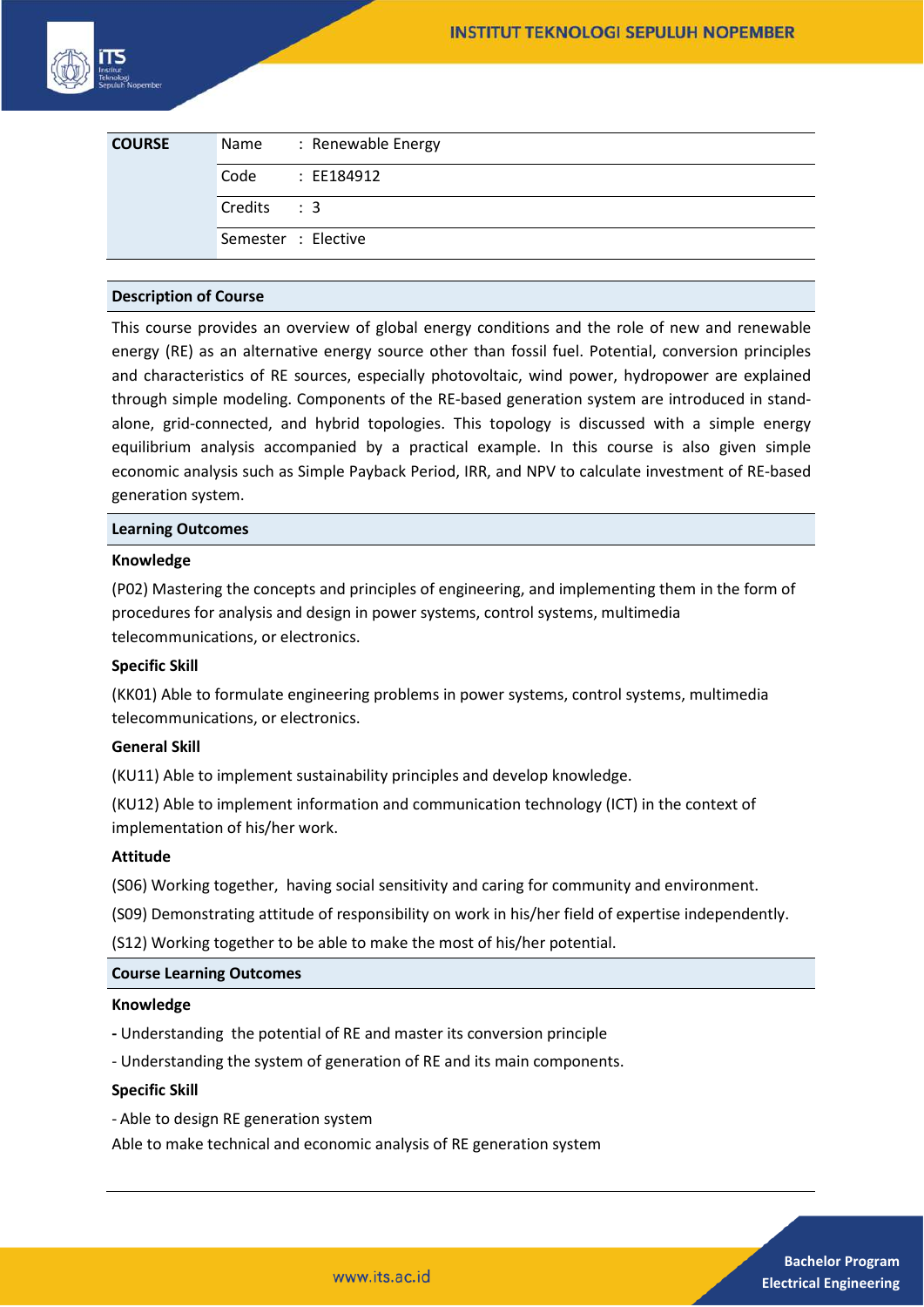| COURSE | Name | : Renewable Energy |
|---|---|---|
| | Code | : EE184912 |
| | Credits | : 3 |
| | Semester | : Elective |

## Description of Course

This course provides an overview of global energy conditions and the role of new and renewable energy (RE) as an alternative energy source other than fossil fuel. Potential, conversion principles and characteristics of RE sources, especially photovoltaic, wind power, hydropower are explained through simple modeling. Components of the RE-based generation system are introduced in stand-alone, grid-connected, and hybrid topologies. This topology is discussed with a simple energy equilibrium analysis accompanied by a practical example. In this course is also given simple economic analysis such as Simple Payback Period, IRR, and NPV to calculate investment of RE-based generation system.

## Learning Outcomes

### Knowledge

(P02) Mastering the concepts and principles of engineering, and implementing them in the form of procedures for analysis and design in power systems, control systems, multimedia telecommunications, or electronics.

### Specific Skill

(KK01) Able to formulate engineering problems in power systems, control systems, multimedia telecommunications, or electronics.

### General Skill

(KU11) Able to implement sustainability principles and develop knowledge.

(KU12) Able to implement information and communication technology (ICT) in the context of implementation of his/her work.

### Attitude

(S06) Working together, having social sensitivity and caring for community and environment.

(S09) Demonstrating attitude of responsibility on work in his/her field of expertise independently.

(S12) Working together to be able to make the most of his/her potential.

## Course Learning Outcomes

### Knowledge

- Understanding the potential of RE and master its conversion principle
- Understanding the system of generation of RE and its main components.

### Specific Skill

- Able to design RE generation system

Able to make technical and economic analysis of RE generation system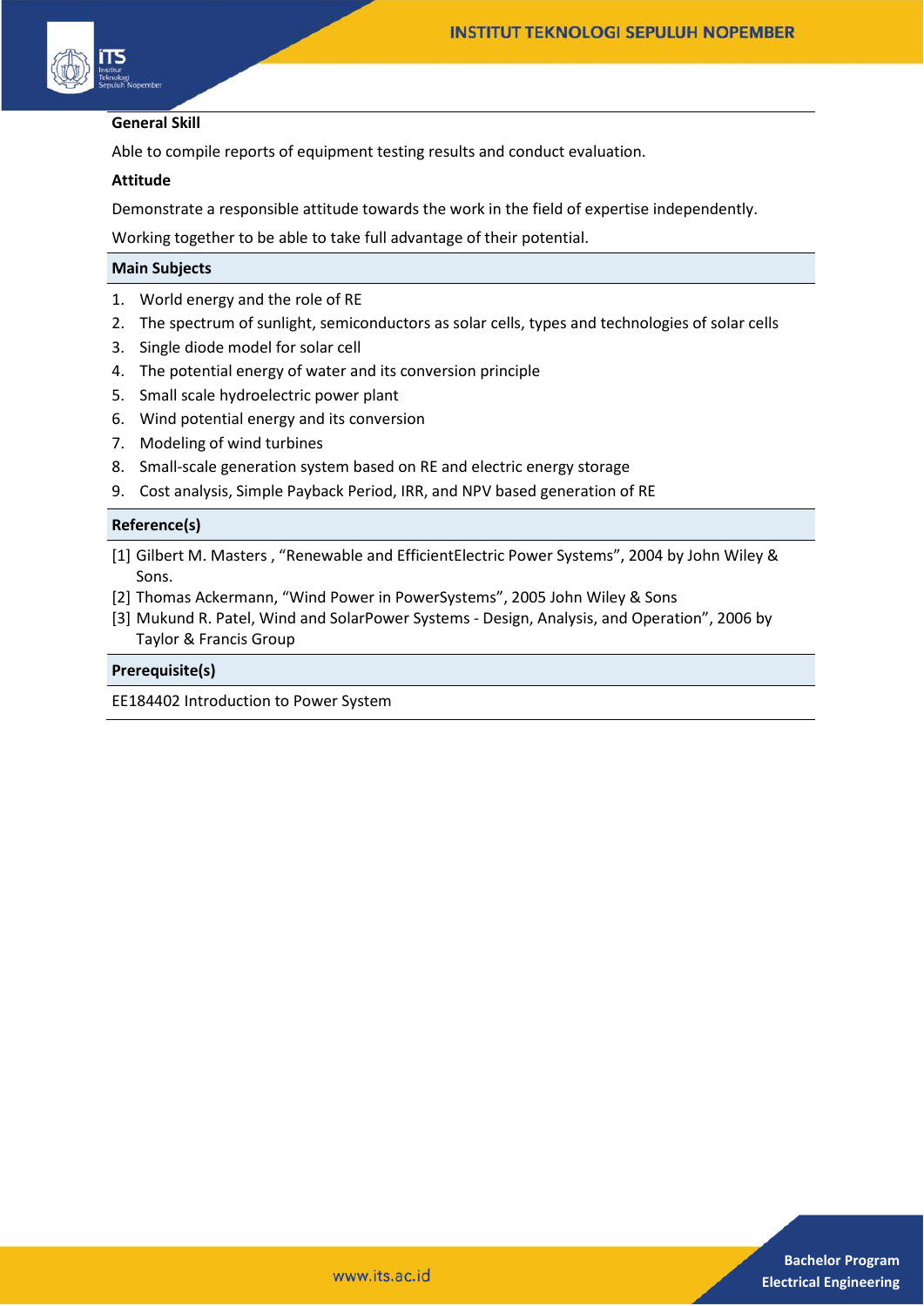**General Skill**

Able to compile reports of equipment testing results and conduct evaluation.

**Attitude**

Demonstrate a responsible attitude towards the work in the field of expertise independently.

Working together to be able to take full advantage of their potential.

**Main Subjects**

1. World energy and the role of RE
2. The spectrum of sunlight, semiconductors as solar cells, types and technologies of solar cells
3. Single diode model for solar cell
4. The potential energy of water and its conversion principle
5. Small scale hydroelectric power plant
6. Wind potential energy and its conversion
7. Modeling of wind turbines
8. Small-scale generation system based on RE and electric energy storage
9. Cost analysis, Simple Payback Period, IRR, and NPV based generation of RE

**Reference(s)**

[1] Gilbert M. Masters , “Renewable and EfficientElectric Power Systems”, 2004 by John Wiley & Sons.
[2] Thomas Ackermann, “Wind Power in PowerSystems”, 2005 John Wiley & Sons
[3] Mukund R. Patel, Wind and SolarPower Systems - Design, Analysis, and Operation”, 2006 by Taylor & Francis Group

**Prerequisite(s)**

EE184402 Introduction to Power System